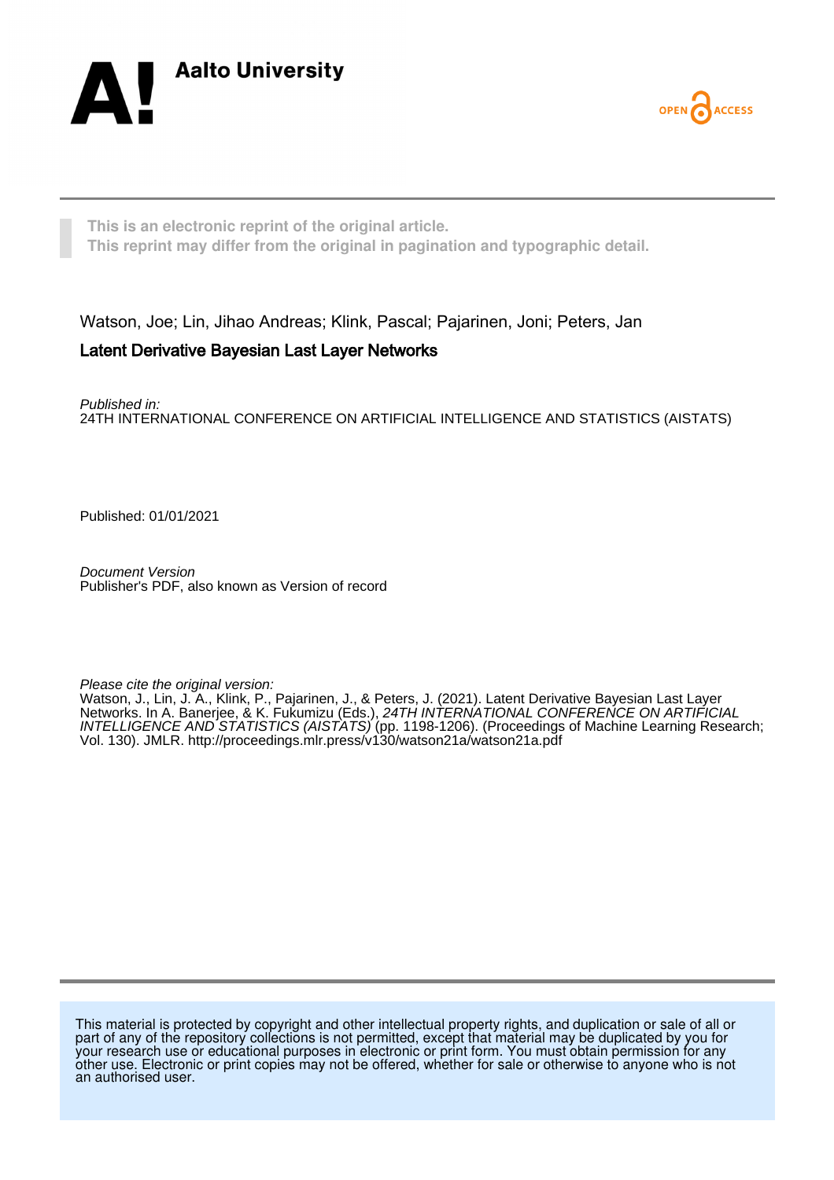Aalto University

OPEN ACCESS

This is an electronic reprint of the original article.
This reprint may differ from the original in pagination and typographic detail.

Watson, Joe; Lin, Jihao Andreas; Klink, Pascal; Pajarinen, Joni; Peters, Jan

# Latent Derivative Bayesian Last Layer Networks

*Published in:*
24TH INTERNATIONAL CONFERENCE ON ARTIFICIAL INTELLIGENCE AND STATISTICS (AISTATS)

Published: 01/01/2021

*Document Version*
Publisher's PDF, also known as Version of record

*Please cite the original version:*
Watson, J., Lin, J. A., Klink, P., Pajarinen, J., & Peters, J. (2021). Latent Derivative Bayesian Last Layer Networks. In A. Banerjee, & K. Fukumizu (Eds.), *24TH INTERNATIONAL CONFERENCE ON ARTIFICIAL INTELLIGENCE AND STATISTICS (AISTATS)* (pp. 1198-1206). (Proceedings of Machine Learning Research; Vol. 130). JMLR. http://proceedings.mlr.press/v130/watson21a/watson21a.pdf

This material is protected by copyright and other intellectual property rights, and duplication or sale of all or part of any of the repository collections is not permitted, except that material may be duplicated by you for your research use or educational purposes in electronic or print form. You must obtain permission for any other use. Electronic or print copies may not be offered, whether for sale or otherwise to anyone who is not an authorised user.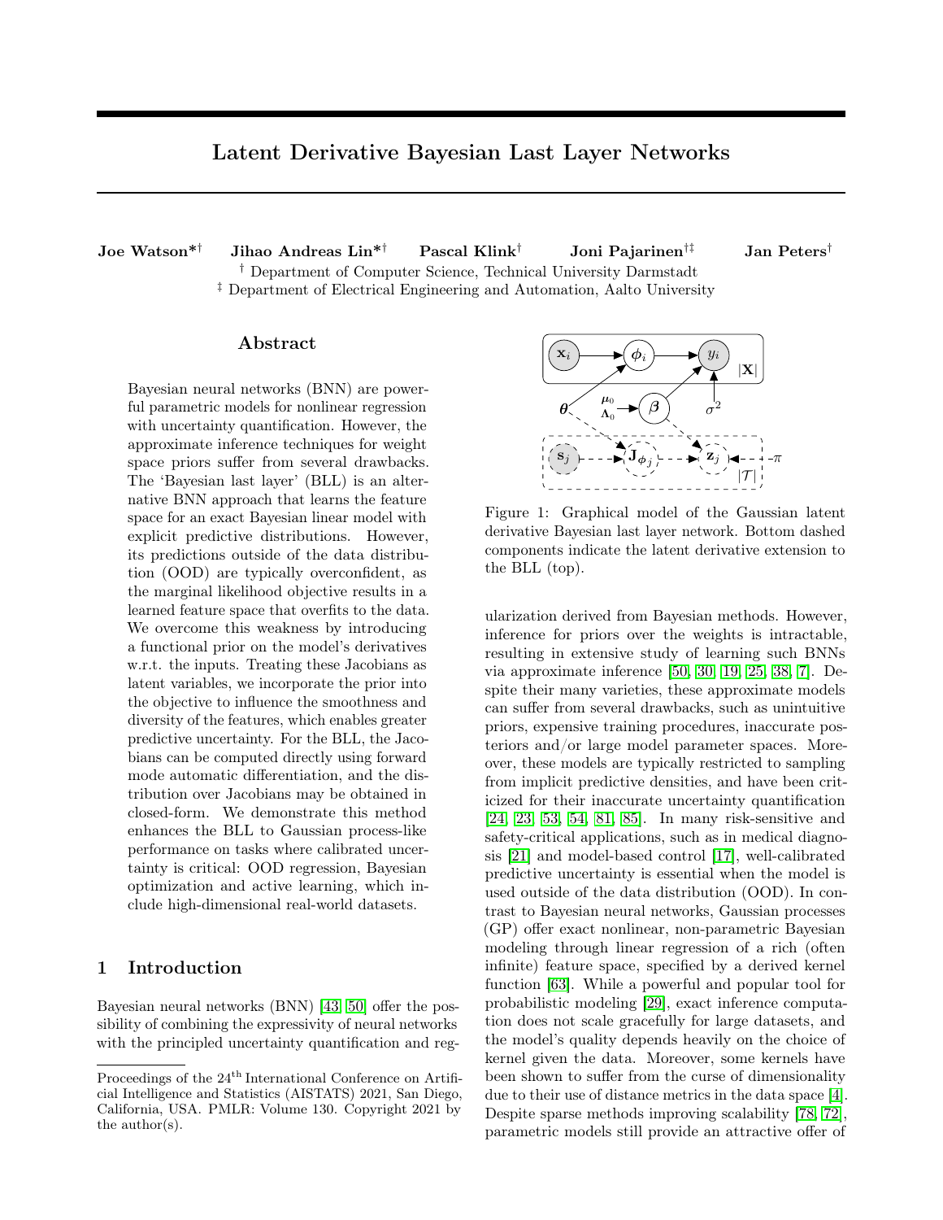# Latent Derivative Bayesian Last Layer Networks

**Joe Watson*[†]  Jihao Andreas Lin*[†]  Pascal Klink[†]  Joni Pajarinen[†‡]  Jan Peters[†]**

[†] Department of Computer Science, Technical University Darmstadt
[‡] Department of Electrical Engineering and Automation, Aalto University

## Abstract

Bayesian neural networks (BNN) are powerful parametric models for nonlinear regression with uncertainty quantification. However, the approximate inference techniques for weight space priors suffer from several drawbacks. The 'Bayesian last layer' (BLL) is an alternative BNN approach that learns the feature space for an exact Bayesian linear model with explicit predictive distributions. However, its predictions outside of the data distribution (OOD) are typically overconfident, as the marginal likelihood objective results in a learned feature space that overfits to the data. We overcome this weakness by introducing a functional prior on the model's derivatives w.r.t. the inputs. Treating these Jacobians as latent variables, we incorporate the prior into the objective to influence the smoothness and diversity of the features, which enables greater predictive uncertainty. For the BLL, the Jacobians can be computed directly using forward mode automatic differentiation, and the distribution over Jacobians may be obtained in closed-form. We demonstrate this method enhances the BLL to Gaussian process-like performance on tasks where calibrated uncertainty is critical: OOD regression, Bayesian optimization and active learning, which include high-dimensional real-world datasets.

## 1 Introduction

Bayesian neural networks (BNN) [43, 50] offer the possibility of combining the expressivity of neural networks with the principled uncertainty quantification and regularization derived from Bayesian methods. However, inference for priors over the weights is intractable, resulting in extensive study of learning such BNNs via approximate inference [50, 30, 19, 25, 38, 7]. Despite their many varieties, these approximate models can suffer from several drawbacks, such as unintuitive priors, expensive training procedures, inaccurate posteriors and/or large model parameter spaces. Moreover, these models are typically restricted to sampling from implicit predictive densities, and have been criticized for their inaccurate uncertainty quantification [24, 23, 53, 54, 81, 85]. In many risk-sensitive and safety-critical applications, such as in medical diagnosis [21] and model-based control [17], well-calibrated predictive uncertainty is essential when the model is used outside of the data distribution (OOD). In contrast to Bayesian neural networks, Gaussian processes (GP) offer exact nonlinear, non-parametric Bayesian modeling through linear regression of a rich (often infinite) feature space, specified by a derived kernel function [63]. While a powerful and popular tool for probabilistic modeling [29], exact inference computation does not scale gracefully for large datasets, and the model's quality depends heavily on the choice of kernel given the data. Moreover, some kernels have been shown to suffer from the curse of dimensionality due to their use of distance metrics in the data space [4]. Despite sparse methods improving scalability [78, 72], parametric models still provide an attractive offer of

Figure 1: Graphical model of the Gaussian latent derivative Bayesian last layer network. Bottom dashed components indicate the latent derivative extension to the BLL (top).

Proceedings of the 24[th] International Conference on Artificial Intelligence and Statistics (AISTATS) 2021, San Diego, California, USA. PMLR: Volume 130. Copyright 2021 by the author(s).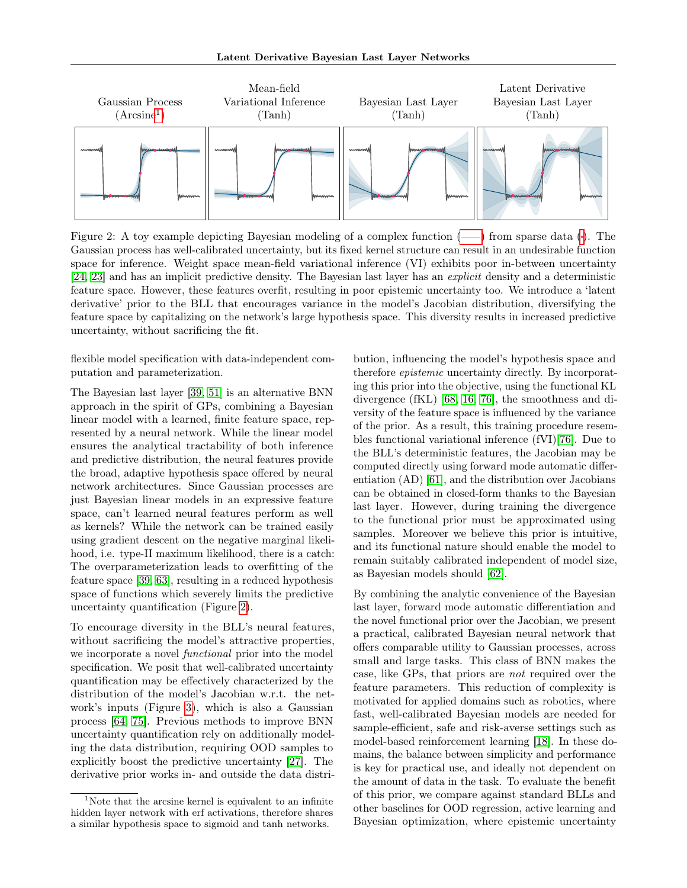Gaussian Process (Arcsine[1]) | Mean-field Variational Inference (Tanh) | Bayesian Last Layer (Tanh) | Latent Derivative Bayesian Last Layer (Tanh)

Figure 2: A toy example depicting Bayesian modeling of a complex function (——) from sparse data (•). The Gaussian process has well-calibrated uncertainty, but its fixed kernel structure can result in an undesirable function space for inference. Weight space mean-field variational inference (VI) exhibits poor in-between uncertainty [24, 23] and has an implicit predictive density. The Bayesian last layer has an *explicit* density and a deterministic feature space. However, these features overfit, resulting in poor epistemic uncertainty too. We introduce a 'latent derivative' prior to the BLL that encourages variance in the model's Jacobian distribution, diversifying the feature space by capitalizing on the network's large hypothesis space. This diversity results in increased predictive uncertainty, without sacrificing the fit.

flexible model specification with data-independent computation and parameterization.

The Bayesian last layer [39, 51] is an alternative BNN approach in the spirit of GPs, combining a Bayesian linear model with a learned, finite feature space, represented by a neural network. While the linear model ensures the analytical tractability of both inference and predictive distribution, the neural features provide the broad, adaptive hypothesis space offered by neural network architectures. Since Gaussian processes are just Bayesian linear models in an expressive feature space, can't learned neural features perform as well as kernels? While the network can be trained easily using gradient descent on the negative marginal likelihood, i.e. type-II maximum likelihood, there is a catch: The overparameterization leads to overfitting of the feature space [39, 63], resulting in a reduced hypothesis space of functions which severely limits the predictive uncertainty quantification (Figure 2).

To encourage diversity in the BLL's neural features, without sacrificing the model's attractive properties, we incorporate a novel *functional* prior into the model specification. We posit that well-calibrated uncertainty quantification may be effectively characterized by the distribution of the model's Jacobian w.r.t. the network's inputs (Figure 3), which is also a Gaussian process [64, 75]. Previous methods to improve BNN uncertainty quantification rely on additionally modeling the data distribution, requiring OOD samples to explicitly boost the predictive uncertainty [27]. The derivative prior works in- and outside the data distribution, influencing the model's hypothesis space and therefore *epistemic* uncertainty directly. By incorporating this prior into the objective, using the functional KL divergence (fKL) [68, 16, 76], the smoothness and diversity of the feature space is influenced by the variance of the prior. As a result, this training procedure resembles functional variational inference (fVI)[76]. Due to the BLL's deterministic features, the Jacobian may be computed directly using forward mode automatic differentiation (AD) [61], and the distribution over Jacobians can be obtained in closed-form thanks to the Bayesian last layer. However, during training the divergence to the functional prior must be approximated using samples. Moreover we believe this prior is intuitive, and its functional nature should enable the model to remain suitably calibrated independent of model size, as Bayesian models should [62].

By combining the analytic convenience of the Bayesian last layer, forward mode automatic differentiation and the novel functional prior over the Jacobian, we present a practical, calibrated Bayesian neural network that offers comparable utility to Gaussian processes, across small and large tasks. This class of BNN makes the case, like GPs, that priors are *not* required over the feature parameters. This reduction of complexity is motivated for applied domains such as robotics, where fast, well-calibrated Bayesian models are needed for sample-efficient, safe and risk-averse settings such as model-based reinforcement learning [18]. In these domains, the balance between simplicity and performance is key for practical use, and ideally not dependent on the amount of data in the task. To evaluate the benefit of this prior, we compare against standard BLLs and other baselines for OOD regression, active learning and Bayesian optimization, where epistemic uncertainty

[1] Note that the arcsine kernel is equivalent to an infinite hidden layer network with erf activations, therefore shares a similar hypothesis space to sigmoid and tanh networks.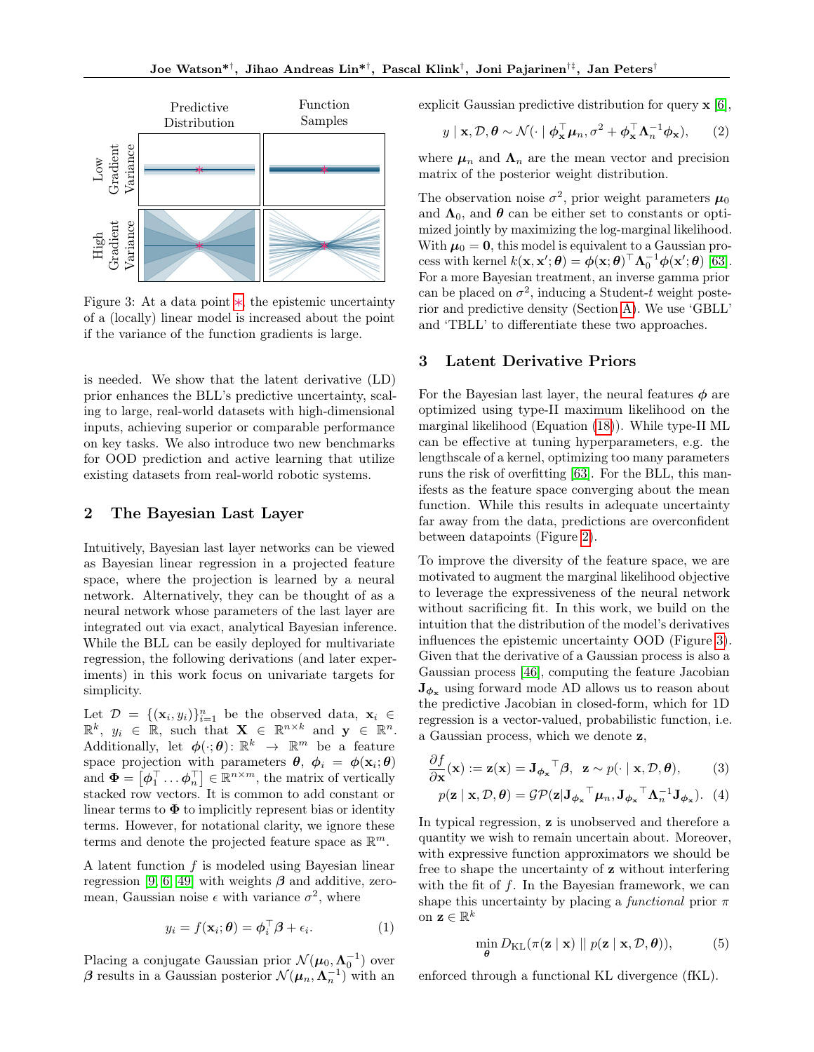Predictive Distribution | Function Samples | Low Gradient Variance | High Gradient Variance

Figure 3: At a data point ✱, the epistemic uncertainty of a (locally) linear model is increased about the point if the variance of the function gradients is large.

is needed. We show that the latent derivative (LD) prior enhances the BLL's predictive uncertainty, scaling to large, real-world datasets with high-dimensional inputs, achieving superior or comparable performance on key tasks. We also introduce two new benchmarks for OOD prediction and active learning that utilize existing datasets from real-world robotic systems.

## 2 The Bayesian Last Layer

Intuitively, Bayesian last layer networks can be viewed as Bayesian linear regression in a projected feature space, where the projection is learned by a neural network. Alternatively, they can be thought of as a neural network whose parameters of the last layer are integrated out via exact, analytical Bayesian inference. While the BLL can be easily deployed for multivariate regression, the following derivations (and later experiments) in this work focus on univariate targets for simplicity.

Let $\mathcal{D} = \{(\mathbf{x}_i, y_i)\}_{i=1}^n$ be the observed data, $\mathbf{x}_i \in \mathbb{R}^k$, $y_i \in \mathbb{R}$, such that $\mathbf{X} \in \mathbb{R}^{n\times k}$ and $\mathbf{y} \in \mathbb{R}^n$. Additionally, let $\boldsymbol{\phi}(\cdot;\boldsymbol{\theta})\colon \mathbb{R}^k \to \mathbb{R}^m$ be a feature space projection with parameters $\boldsymbol{\theta}$, $\boldsymbol{\phi}_i = \boldsymbol{\phi}(\mathbf{x}_i;\boldsymbol{\theta})$ and $\boldsymbol{\Phi} = \left[\boldsymbol{\phi}_1^\top \dots \boldsymbol{\phi}_n^\top\right] \in \mathbb{R}^{n\times m}$, the matrix of vertically stacked row vectors. It is common to add constant or linear terms to $\boldsymbol{\Phi}$ to implicitly represent bias or identity terms. However, for notational clarity, we ignore these terms and denote the projected feature space as $\mathbb{R}^m$.

A latent function $f$ is modeled using Bayesian linear regression [9, 6, 49] with weights $\boldsymbol{\beta}$ and additive, zero-mean, Gaussian noise $\epsilon$ with variance $\sigma^2$, where

$$y_i = f(\mathbf{x}_i;\boldsymbol{\theta}) = \boldsymbol{\phi}_i^\top \boldsymbol{\beta} + \epsilon_i. \tag{1}$$

Placing a conjugate Gaussian prior $\mathcal{N}(\boldsymbol{\mu}_0, \boldsymbol{\Lambda}_0^{-1})$ over $\boldsymbol{\beta}$ results in a Gaussian posterior $\mathcal{N}(\boldsymbol{\mu}_n, \boldsymbol{\Lambda}_n^{-1})$ with an explicit Gaussian predictive distribution for query $\mathbf{x}$ [6],

$$y \mid \mathbf{x}, \mathcal{D}, \boldsymbol{\theta} \sim \mathcal{N}(\cdot \mid \boldsymbol{\phi}_\mathbf{x}^\top \boldsymbol{\mu}_n, \sigma^2 + \boldsymbol{\phi}_\mathbf{x}^\top \boldsymbol{\Lambda}_n^{-1} \boldsymbol{\phi}_\mathbf{x}), \tag{2}$$

where $\boldsymbol{\mu}_n$ and $\boldsymbol{\Lambda}_n$ are the mean vector and precision matrix of the posterior weight distribution.

The observation noise $\sigma^2$, prior weight parameters $\boldsymbol{\mu}_0$ and $\boldsymbol{\Lambda}_0$, and $\boldsymbol{\theta}$ can be either set to constants or optimized jointly by maximizing the log-marginal likelihood. With $\boldsymbol{\mu}_0 = \mathbf{0}$, this model is equivalent to a Gaussian process with kernel $k(\mathbf{x}, \mathbf{x}';\boldsymbol{\theta}) = \boldsymbol{\phi}(\mathbf{x};\boldsymbol{\theta})^\top \boldsymbol{\Lambda}_0^{-1} \boldsymbol{\phi}(\mathbf{x}';\boldsymbol{\theta})$ [63]. For a more Bayesian treatment, an inverse gamma prior can be placed on $\sigma^2$, inducing a Student-$t$ weight posterior and predictive density (Section A). We use 'GBLL' and 'TBLL' to differentiate these two approaches.

## 3 Latent Derivative Priors

For the Bayesian last layer, the neural features $\boldsymbol{\phi}$ are optimized using type-II maximum likelihood on the marginal likelihood (Equation (18)). While type-II ML can be effective at tuning hyperparameters, e.g. the lengthscale of a kernel, optimizing too many parameters runs the risk of overfitting [63]. For the BLL, this manifests as the feature space converging about the mean function. While this results in adequate uncertainty far away from the data, predictions are overconfident between datapoints (Figure 2).

To improve the diversity of the feature space, we are motivated to augment the marginal likelihood objective to leverage the expressiveness of the neural network without sacrificing fit. In this work, we build on the intuition that the distribution of the model's derivatives influences the epistemic uncertainty OOD (Figure 3). Given that the derivative of a Gaussian process is also a Gaussian process [46], computing the feature Jacobian $\mathbf{J}_{\boldsymbol{\phi}_\mathbf{x}}$ using forward mode AD allows us to reason about the predictive Jacobian in closed-form, which for 1D regression is a vector-valued, probabilistic function, i.e. a Gaussian process, which we denote $\mathbf{z}$,

$$\frac{\partial f}{\partial \mathbf{x}}(\mathbf{x}) := \mathbf{z}(\mathbf{x}) = \mathbf{J}_{\boldsymbol{\phi}_\mathbf{x}}{}^\top \boldsymbol{\beta}, \;\; \mathbf{z} \sim p(\cdot \mid \mathbf{x}, \mathcal{D}, \boldsymbol{\theta}), \tag{3}$$

$$p(\mathbf{z} \mid \mathbf{x}, \mathcal{D}, \boldsymbol{\theta}) = \mathcal{GP}(\mathbf{z} \mid \mathbf{J}_{\boldsymbol{\phi}_\mathbf{x}}{}^\top \boldsymbol{\mu}_n, \mathbf{J}_{\boldsymbol{\phi}_\mathbf{x}}{}^\top \boldsymbol{\Lambda}_n^{-1} \mathbf{J}_{\boldsymbol{\phi}_\mathbf{x}}). \tag{4}$$

In typical regression, $\mathbf{z}$ is unobserved and therefore a quantity we wish to remain uncertain about. Moreover, with expressive function approximators we should be free to shape the uncertainty of $\mathbf{z}$ without interfering with the fit of $f$. In the Bayesian framework, we can shape this uncertainty by placing a *functional* prior $\pi$ on $\mathbf{z} \in \mathbb{R}^k$

$$\min_{\boldsymbol{\theta}} D_{\mathrm{KL}}(\pi(\mathbf{z} \mid \mathbf{x}) \,||\, p(\mathbf{z} \mid \mathbf{x}, \mathcal{D}, \boldsymbol{\theta})), \tag{5}$$

enforced through a functional KL divergence (fKL).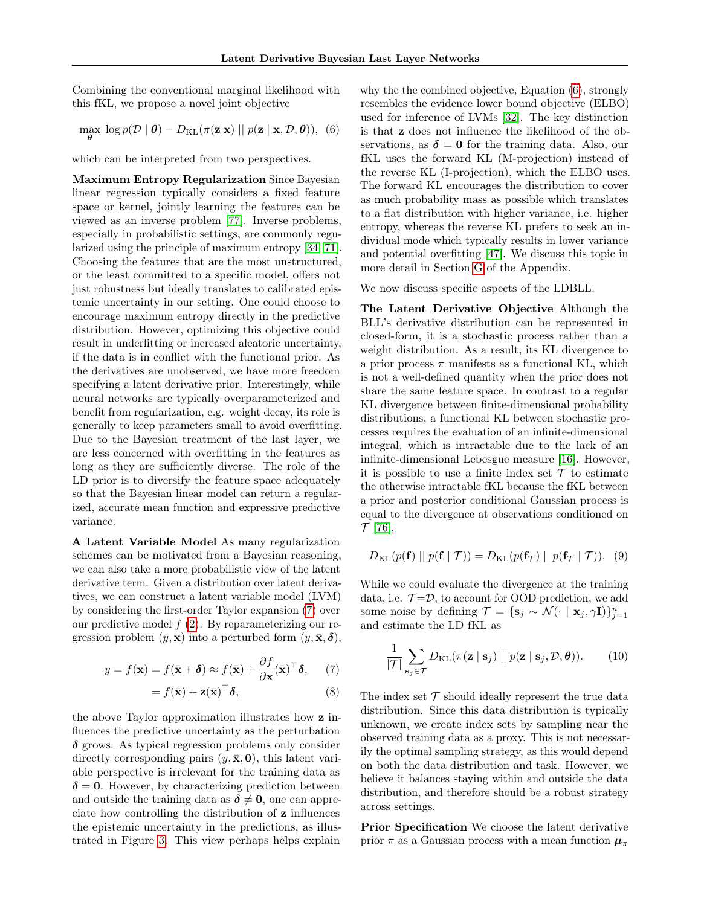Combining the conventional marginal likelihood with this fKL, we propose a novel joint objective

$$\max_{\boldsymbol{\theta}} \log p(\mathcal{D} \mid \boldsymbol{\theta}) - D_{\mathrm{KL}}(\pi(\mathbf{z}|\mathbf{x}) \mid\mid p(\mathbf{z} \mid \mathbf{x}, \mathcal{D}, \boldsymbol{\theta})), \quad (6)$$

which can be interpreted from two perspectives.

**Maximum Entropy Regularization** Since Bayesian linear regression typically considers a fixed feature space or kernel, jointly learning the features can be viewed as an inverse problem [77]. Inverse problems, especially in probabilistic settings, are commonly regularized using the principle of maximum entropy [34, 71]. Choosing the features that are the most unstructured, or the least committed to a specific model, offers not just robustness but ideally translates to calibrated epistemic uncertainty in our setting. One could choose to encourage maximum entropy directly in the predictive distribution. However, optimizing this objective could result in underfitting or increased aleatoric uncertainty, if the data is in conflict with the functional prior. As the derivatives are unobserved, we have more freedom specifying a latent derivative prior. Interestingly, while neural networks are typically overparameterized and benefit from regularization, e.g. weight decay, its role is generally to keep parameters small to avoid overfitting. Due to the Bayesian treatment of the last layer, we are less concerned with overfitting in the features as long as they are sufficiently diverse. The role of the LD prior is to diversify the feature space adequately so that the Bayesian linear model can return a regularized, accurate mean function and expressive predictive variance.

**A Latent Variable Model** As many regularization schemes can be motivated from a Bayesian reasoning, we can also take a more probabilistic view of the latent derivative term. Given a distribution over latent derivatives, we can construct a latent variable model (LVM) by considering the first-order Taylor expansion (7) over our predictive model $f$ (2). By reparameterizing our regression problem $(y, \mathbf{x})$ into a perturbed form $(y, \bar{\mathbf{x}}, \boldsymbol{\delta})$,

$$y = f(\mathbf{x}) = f(\bar{\mathbf{x}} + \boldsymbol{\delta}) \approx f(\bar{\mathbf{x}}) + \frac{\partial f}{\partial \mathbf{x}}(\bar{\mathbf{x}})^{\top} \boldsymbol{\delta}, \quad (7)$$

$$= f(\bar{\mathbf{x}}) + \mathbf{z}(\bar{\mathbf{x}})^{\top} \boldsymbol{\delta}, \quad (8)$$

the above Taylor approximation illustrates how $\mathbf{z}$ influences the predictive uncertainty as the perturbation $\boldsymbol{\delta}$ grows. As typical regression problems only consider directly corresponding pairs $(y, \bar{\mathbf{x}}, \mathbf{0})$, this latent variable perspective is irrelevant for the training data as $\boldsymbol{\delta} = \mathbf{0}$. However, by characterizing prediction between and outside the training data as $\boldsymbol{\delta} \neq \mathbf{0}$, one can appreciate how controlling the distribution of $\mathbf{z}$ influences the epistemic uncertainty in the predictions, as illustrated in Figure 3. This view perhaps helps explain why the the combined objective, Equation (6), strongly resembles the evidence lower bound objective (ELBO) used for inference of LVMs [32]. The key distinction is that $\mathbf{z}$ does not influence the likelihood of the observations, as $\boldsymbol{\delta} = \mathbf{0}$ for the training data. Also, our fKL uses the forward KL (M-projection) instead of the reverse KL (I-projection), which the ELBO uses. The forward KL encourages the distribution to cover as much probability mass as possible which translates to a flat distribution with higher variance, i.e. higher entropy, whereas the reverse KL prefers to seek an individual mode which typically results in lower variance and potential overfitting [47]. We discuss this topic in more detail in Section G of the Appendix.

We now discuss specific aspects of the LDBLL.

**The Latent Derivative Objective** Although the BLL's derivative distribution can be represented in closed-form, it is a stochastic process rather than a weight distribution. As a result, its KL divergence to a prior process $\pi$ manifests as a functional KL, which is not a well-defined quantity when the prior does not share the same feature space. In contrast to a regular KL divergence between finite-dimensional probability distributions, a functional KL between stochastic processes requires the evaluation of an infinite-dimensional integral, which is intractable due to the lack of an infinite-dimensional Lebesgue measure [16]. However, it is possible to use a finite index set $\mathcal{T}$ to estimate the otherwise intractable fKL because the fKL between a prior and posterior conditional Gaussian process is equal to the divergence at observations conditioned on $\mathcal{T}$ [76],

$$D_{\mathrm{KL}}(p(\mathbf{f}) \mid\mid p(\mathbf{f} \mid \mathcal{T})) = D_{\mathrm{KL}}(p(\mathbf{f}_{\mathcal{T}}) \mid\mid p(\mathbf{f}_{\mathcal{T}} \mid \mathcal{T})). \quad (9)$$

While we could evaluate the divergence at the training data, i.e. $\mathcal{T}$=$\mathcal{D}$, to account for OOD prediction, we add some noise by defining $\mathcal{T} = \{\mathbf{s}_j \sim \mathcal{N}(\cdot \mid \mathbf{x}_j, \gamma \mathbf{I})\}_{j=1}^{n}$ and estimate the LD fKL as

$$\frac{1}{|\mathcal{T}|} \sum_{\mathbf{s}_j \in \mathcal{T}} D_{\mathrm{KL}}(\pi(\mathbf{z} \mid \mathbf{s}_j) \mid\mid p(\mathbf{z} \mid \mathbf{s}_j, \mathcal{D}, \boldsymbol{\theta})). \quad (10)$$

The index set $\mathcal{T}$ should ideally represent the true data distribution. Since this data distribution is typically unknown, we create index sets by sampling near the observed training data as a proxy. This is not necessarily the optimal sampling strategy, as this would depend on both the data distribution and task. However, we believe it balances staying within and outside the data distribution, and therefore should be a robust strategy across settings.

**Prior Specification** We choose the latent derivative prior $\pi$ as a Gaussian process with a mean function $\boldsymbol{\mu}_{\pi}$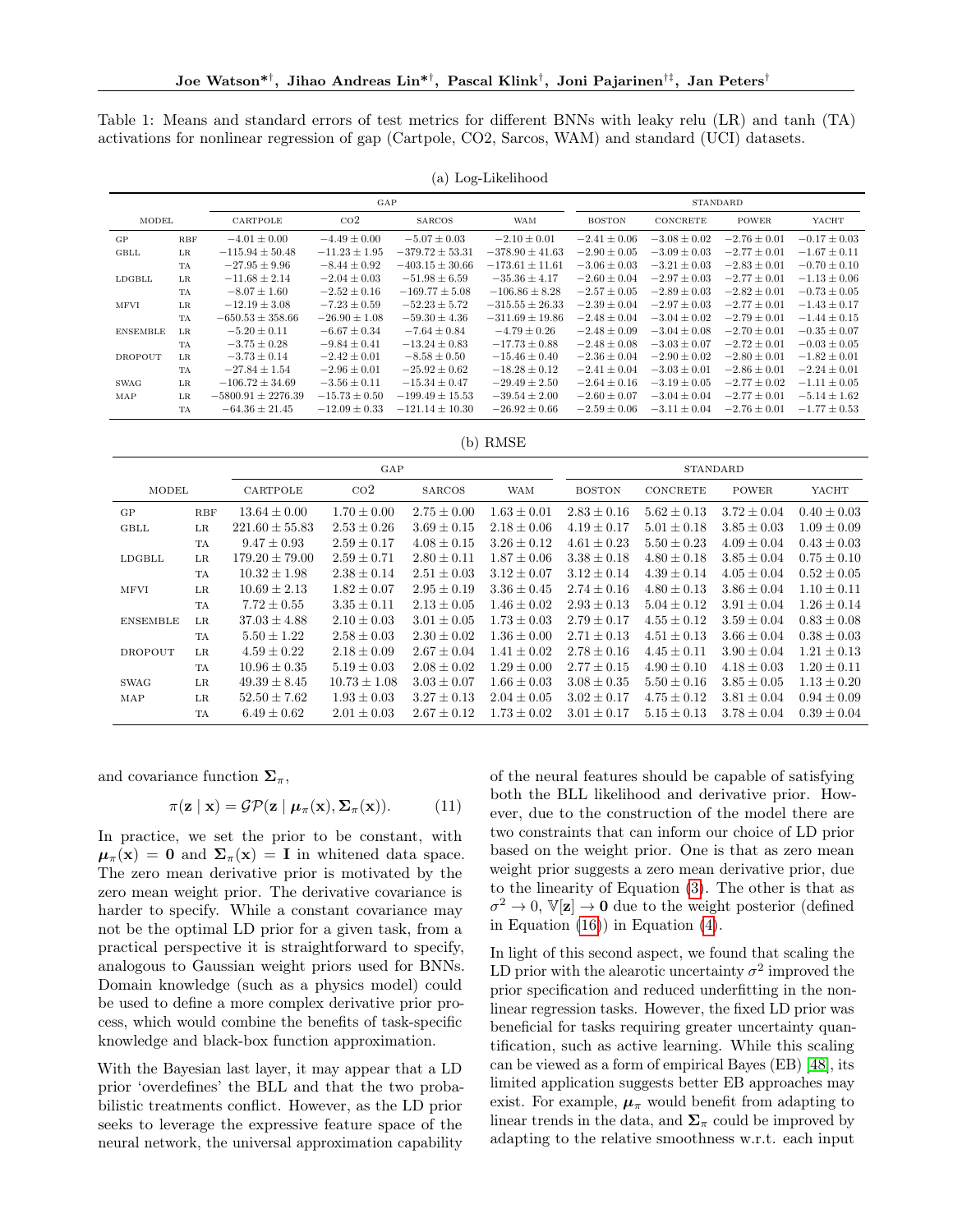Table 1: Means and standard errors of test metrics for different BNNs with leaky relu (LR) and tanh (TA) activations for nonlinear regression of gap (Cartpole, CO2, Sarcos, WAM) and standard (UCI) datasets.

(a) Log-Likelihood

| MODEL | | GAP | | | | STANDARD | | | |
|---|---|---|---|---|---|---|---|---|---|
| | | CARTPOLE | CO2 | SARCOS | WAM | BOSTON | CONCRETE | POWER | YACHT |
| GP | RBF | $-4.01 \pm 0.00$ | $-4.49 \pm 0.00$ | $-5.07 \pm 0.03$ | $-2.10 \pm 0.01$ | $-2.41 \pm 0.06$ | $-3.08 \pm 0.02$ | $-2.76 \pm 0.01$ | $-0.17 \pm 0.03$ |
| GBLL | LR | $-115.94 \pm 50.48$ | $-11.23 \pm 1.95$ | $-379.72 \pm 53.31$ | $-378.90 \pm 41.63$ | $-2.90 \pm 0.05$ | $-3.09 \pm 0.03$ | $-2.77 \pm 0.01$ | $-1.67 \pm 0.11$ |
| | TA | $-27.95 \pm 9.96$ | $-8.44 \pm 0.92$ | $-403.15 \pm 30.66$ | $-173.61 \pm 11.61$ | $-3.06 \pm 0.03$ | $-3.21 \pm 0.03$ | $-2.83 \pm 0.01$ | $-0.70 \pm 0.10$ |
| LDGBLL | LR | $-11.68 \pm 2.14$ | $-2.04 \pm 0.03$ | $-51.98 \pm 6.59$ | $-35.36 \pm 4.17$ | $-2.60 \pm 0.04$ | $-2.97 \pm 0.03$ | $-2.77 \pm 0.01$ | $-1.13 \pm 0.06$ |
| | TA | $-8.07 \pm 1.60$ | $-2.52 \pm 0.16$ | $-169.77 \pm 5.08$ | $-106.86 \pm 8.28$ | $-2.57 \pm 0.05$ | $-2.89 \pm 0.03$ | $-2.82 \pm 0.01$ | $-0.73 \pm 0.05$ |
| MFVI | LR | $-12.19 \pm 3.08$ | $-7.23 \pm 0.59$ | $-52.23 \pm 5.72$ | $-315.55 \pm 26.33$ | $-2.39 \pm 0.04$ | $-2.97 \pm 0.03$ | $-2.77 \pm 0.01$ | $-1.43 \pm 0.17$ |
| | TA | $-650.53 \pm 358.66$ | $-26.90 \pm 1.08$ | $-59.30 \pm 4.36$ | $-311.69 \pm 19.86$ | $-2.48 \pm 0.04$ | $-3.04 \pm 0.02$ | $-2.79 \pm 0.01$ | $-1.44 \pm 0.15$ |
| ENSEMBLE | LR | $-5.20 \pm 0.11$ | $-6.67 \pm 0.34$ | $-7.64 \pm 0.84$ | $-4.79 \pm 0.26$ | $-2.48 \pm 0.09$ | $-3.04 \pm 0.08$ | $-2.70 \pm 0.01$ | $-0.35 \pm 0.07$ |
| | TA | $-3.75 \pm 0.28$ | $-9.84 \pm 0.41$ | $-13.24 \pm 0.83$ | $-17.73 \pm 0.88$ | $-2.48 \pm 0.08$ | $-3.03 \pm 0.07$ | $-2.72 \pm 0.01$ | $-0.03 \pm 0.05$ |
| DROPOUT | LR | $-3.73 \pm 0.14$ | $-2.42 \pm 0.01$ | $-8.58 \pm 0.50$ | $-15.46 \pm 0.40$ | $-2.36 \pm 0.04$ | $-2.90 \pm 0.02$ | $-2.80 \pm 0.01$ | $-1.82 \pm 0.01$ |
| | TA | $-27.84 \pm 1.54$ | $-2.96 \pm 0.01$ | $-25.92 \pm 0.62$ | $-18.28 \pm 0.12$ | $-2.41 \pm 0.04$ | $-3.03 \pm 0.01$ | $-2.86 \pm 0.01$ | $-2.24 \pm 0.01$ |
| SWAG | LR | $-106.72 \pm 34.69$ | $-3.56 \pm 0.11$ | $-15.34 \pm 0.47$ | $-29.49 \pm 2.50$ | $-2.64 \pm 0.16$ | $-3.19 \pm 0.05$ | $-2.77 \pm 0.02$ | $-1.11 \pm 0.05$ |
| MAP | LR | $-5800.91 \pm 2276.39$ | $-15.73 \pm 0.50$ | $-199.49 \pm 15.53$ | $-39.54 \pm 2.00$ | $-2.60 \pm 0.07$ | $-3.04 \pm 0.04$ | $-2.77 \pm 0.01$ | $-5.14 \pm 1.62$ |
| | TA | $-64.36 \pm 21.45$ | $-12.09 \pm 0.33$ | $-121.14 \pm 10.30$ | $-26.92 \pm 0.66$ | $-2.59 \pm 0.06$ | $-3.11 \pm 0.04$ | $-2.76 \pm 0.01$ | $-1.77 \pm 0.53$ |

(b) RMSE

| MODEL | | GAP | | | | STANDARD | | | |
|---|---|---|---|---|---|---|---|---|---|
| | | CARTPOLE | CO2 | SARCOS | WAM | BOSTON | CONCRETE | POWER | YACHT |
| GP | RBF | $13.64 \pm 0.00$ | $1.70 \pm 0.00$ | $2.75 \pm 0.00$ | $1.63 \pm 0.01$ | $2.83 \pm 0.16$ | $5.62 \pm 0.13$ | $3.72 \pm 0.04$ | $0.40 \pm 0.03$ |
| GBLL | LR | $221.60 \pm 55.83$ | $2.53 \pm 0.26$ | $3.69 \pm 0.15$ | $2.18 \pm 0.06$ | $4.19 \pm 0.17$ | $5.01 \pm 0.18$ | $3.85 \pm 0.03$ | $1.09 \pm 0.09$ |
| | TA | $9.47 \pm 0.93$ | $2.59 \pm 0.17$ | $4.08 \pm 0.15$ | $3.26 \pm 0.12$ | $4.61 \pm 0.23$ | $5.50 \pm 0.23$ | $4.09 \pm 0.04$ | $0.43 \pm 0.03$ |
| LDGBLL | LR | $179.20 \pm 79.00$ | $2.59 \pm 0.71$ | $2.80 \pm 0.11$ | $1.87 \pm 0.06$ | $3.38 \pm 0.18$ | $4.80 \pm 0.18$ | $3.85 \pm 0.04$ | $0.75 \pm 0.10$ |
| | TA | $10.32 \pm 1.98$ | $2.38 \pm 0.14$ | $2.51 \pm 0.03$ | $3.12 \pm 0.07$ | $3.12 \pm 0.14$ | $4.39 \pm 0.14$ | $4.05 \pm 0.04$ | $0.52 \pm 0.05$ |
| MFVI | LR | $10.69 \pm 2.13$ | $1.82 \pm 0.07$ | $2.95 \pm 0.19$ | $3.36 \pm 0.45$ | $2.74 \pm 0.16$ | $4.80 \pm 0.13$ | $3.86 \pm 0.04$ | $1.10 \pm 0.11$ |
| | TA | $7.72 \pm 0.55$ | $3.35 \pm 0.11$ | $2.13 \pm 0.05$ | $1.46 \pm 0.02$ | $2.93 \pm 0.13$ | $5.04 \pm 0.12$ | $3.91 \pm 0.04$ | $1.26 \pm 0.14$ |
| ENSEMBLE | LR | $37.03 \pm 4.88$ | $2.10 \pm 0.03$ | $3.01 \pm 0.05$ | $1.73 \pm 0.03$ | $2.79 \pm 0.17$ | $4.55 \pm 0.12$ | $3.59 \pm 0.04$ | $0.83 \pm 0.08$ |
| | TA | $5.50 \pm 1.22$ | $2.58 \pm 0.03$ | $2.30 \pm 0.02$ | $1.36 \pm 0.00$ | $2.71 \pm 0.13$ | $4.51 \pm 0.13$ | $3.66 \pm 0.04$ | $0.38 \pm 0.03$ |
| DROPOUT | LR | $4.59 \pm 0.22$ | $2.18 \pm 0.09$ | $2.67 \pm 0.04$ | $1.41 \pm 0.02$ | $2.78 \pm 0.16$ | $4.45 \pm 0.11$ | $3.90 \pm 0.04$ | $1.21 \pm 0.13$ |
| | TA | $10.96 \pm 0.35$ | $5.19 \pm 0.03$ | $2.08 \pm 0.02$ | $1.29 \pm 0.00$ | $2.77 \pm 0.15$ | $4.90 \pm 0.10$ | $4.18 \pm 0.03$ | $1.20 \pm 0.11$ |
| SWAG | LR | $49.39 \pm 8.45$ | $10.73 \pm 1.08$ | $3.03 \pm 0.07$ | $1.66 \pm 0.03$ | $3.08 \pm 0.35$ | $5.50 \pm 0.16$ | $3.85 \pm 0.05$ | $1.13 \pm 0.20$ |
| MAP | LR | $52.50 \pm 7.62$ | $1.93 \pm 0.03$ | $3.27 \pm 0.13$ | $2.04 \pm 0.05$ | $3.02 \pm 0.17$ | $4.75 \pm 0.12$ | $3.81 \pm 0.04$ | $0.94 \pm 0.09$ |
| | TA | $6.49 \pm 0.62$ | $2.01 \pm 0.03$ | $2.67 \pm 0.12$ | $1.73 \pm 0.02$ | $3.01 \pm 0.17$ | $5.15 \pm 0.13$ | $3.78 \pm 0.04$ | $0.39 \pm 0.04$ |

and covariance function $\mathbf{\Sigma}_\pi$,

$$\pi(\mathbf{z} \mid \mathbf{x}) = \mathcal{GP}(\mathbf{z} \mid \boldsymbol{\mu}_\pi(\mathbf{x}), \mathbf{\Sigma}_\pi(\mathbf{x})). \tag{11}$$

In practice, we set the prior to be constant, with $\boldsymbol{\mu}_\pi(\mathbf{x}) = \mathbf{0}$ and $\mathbf{\Sigma}_\pi(\mathbf{x}) = \mathbf{I}$ in whitened data space. The zero mean derivative prior is motivated by the zero mean weight prior. The derivative covariance is harder to specify. While a constant covariance may not be the optimal LD prior for a given task, from a practical perspective it is straightforward to specify, analogous to Gaussian weight priors used for BNNs. Domain knowledge (such as a physics model) could be used to define a more complex derivative prior process, which would combine the benefits of task-specific knowledge and black-box function approximation.

With the Bayesian last layer, it may appear that a LD prior 'overdefines' the BLL and that the two probabilistic treatments conflict. However, as the LD prior seeks to leverage the expressive feature space of the neural network, the universal approximation capability of the neural features should be capable of satisfying both the BLL likelihood and derivative prior. However, due to the construction of the model there are two constraints that can inform our choice of LD prior based on the weight prior. One is that as zero mean weight prior suggests a zero mean derivative prior, due to the linearity of Equation (3). The other is that as $\sigma^2 \to 0$, $\mathbb{V}[\mathbf{z}] \to \mathbf{0}$ due to the weight posterior (defined in Equation (16)) in Equation (4).

In light of this second aspect, we found that scaling the LD prior with the alearotic uncertainty $\sigma^2$ improved the prior specification and reduced underfitting in the nonlinear regression tasks. However, the fixed LD prior was beneficial for tasks requiring greater uncertainty quantification, such as active learning. While this scaling can be viewed as a form of empirical Bayes (EB) [48], its limited application suggests better EB approaches may exist. For example, $\boldsymbol{\mu}_\pi$ would benefit from adapting to linear trends in the data, and $\mathbf{\Sigma}_\pi$ could be improved by adapting to the relative smoothness w.r.t. each input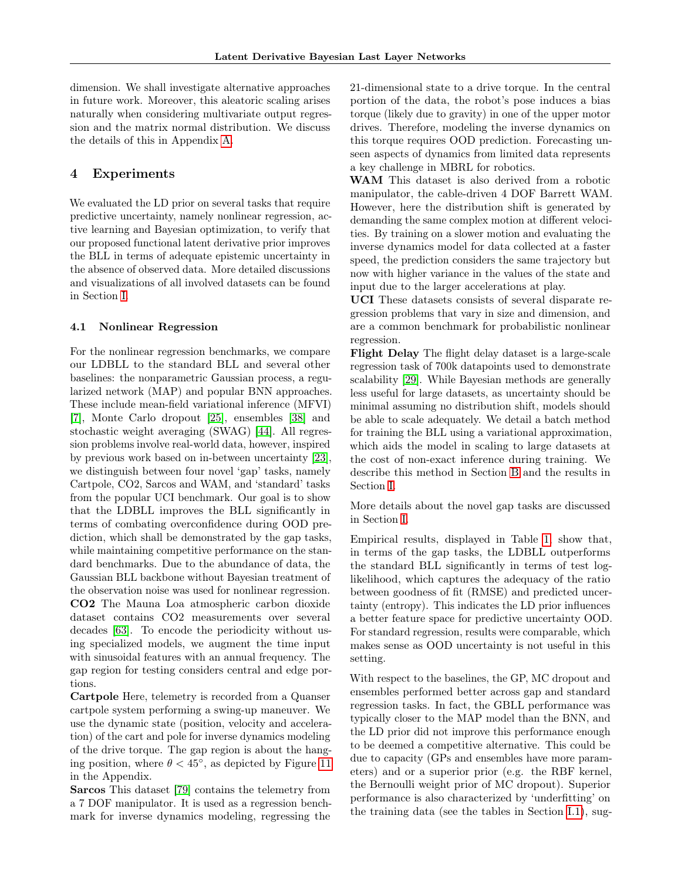dimension. We shall investigate alternative approaches in future work. Moreover, this aleatoric scaling arises naturally when considering multivariate output regression and the matrix normal distribution. We discuss the details of this in Appendix A.

## 4 Experiments

We evaluated the LD prior on several tasks that require predictive uncertainty, namely nonlinear regression, active learning and Bayesian optimization, to verify that our proposed functional latent derivative prior improves the BLL in terms of adequate epistemic uncertainty in the absence of observed data. More detailed discussions and visualizations of all involved datasets can be found in Section I.

### 4.1 Nonlinear Regression

For the nonlinear regression benchmarks, we compare our LDBLL to the standard BLL and several other baselines: the nonparametric Gaussian process, a regularized network (MAP) and popular BNN approaches. These include mean-field variational inference (MFVI) [7], Monte Carlo dropout [25], ensembles [38] and stochastic weight averaging (SWAG) [44]. All regression problems involve real-world data, however, inspired by previous work based on in-between uncertainty [23], we distinguish between four novel 'gap' tasks, namely Cartpole, CO2, Sarcos and WAM, and 'standard' tasks from the popular UCI benchmark. Our goal is to show that the LDBLL improves the BLL significantly in terms of combating overconfidence during OOD prediction, which shall be demonstrated by the gap tasks, while maintaining competitive performance on the standard benchmarks. Due to the abundance of data, the Gaussian BLL backbone without Bayesian treatment of the observation noise was used for nonlinear regression.

**CO2** The Mauna Loa atmospheric carbon dioxide dataset contains CO2 measurements over several decades [63]. To encode the periodicity without using specialized models, we augment the time input with sinusoidal features with an annual frequency. The gap region for testing considers central and edge portions.

**Cartpole** Here, telemetry is recorded from a Quanser cartpole system performing a swing-up maneuver. We use the dynamic state (position, velocity and acceleration) of the cart and pole for inverse dynamics modeling of the drive torque. The gap region is about the hanging position, where $\theta < 45°$, as depicted by Figure 11 in the Appendix.

**Sarcos** This dataset [79] contains the telemetry from a 7 DOF manipulator. It is used as a regression benchmark for inverse dynamics modeling, regressing the 21-dimensional state to a drive torque. In the central portion of the data, the robot's pose induces a bias torque (likely due to gravity) in one of the upper motor drives. Therefore, modeling the inverse dynamics on this torque requires OOD prediction. Forecasting unseen aspects of dynamics from limited data represents a key challenge in MBRL for robotics.

**WAM** This dataset is also derived from a robotic manipulator, the cable-driven 4 DOF Barrett WAM. However, here the distribution shift is generated by demanding the same complex motion at different velocities. By training on a slower motion and evaluating the inverse dynamics model for data collected at a faster speed, the prediction considers the same trajectory but now with higher variance in the values of the state and input due to the larger accelerations at play.

**UCI** These datasets consists of several disparate regression problems that vary in size and dimension, and are a common benchmark for probabilistic nonlinear regression.

**Flight Delay** The flight delay dataset is a large-scale regression task of 700k datapoints used to demonstrate scalability [29]. While Bayesian methods are generally less useful for large datasets, as uncertainty should be minimal assuming no distribution shift, models should be able to scale adequately. We detail a batch method for training the BLL using a variational approximation, which aids the model in scaling to large datasets at the cost of non-exact inference during training. We describe this method in Section B and the results in Section I.

More details about the novel gap tasks are discussed in Section I.

Empirical results, displayed in Table 1, show that, in terms of the gap tasks, the LDBLL outperforms the standard BLL significantly in terms of test log-likelihood, which captures the adequacy of the ratio between goodness of fit (RMSE) and predicted uncertainty (entropy). This indicates the LD prior influences a better feature space for predictive uncertainty OOD. For standard regression, results were comparable, which makes sense as OOD uncertainty is not useful in this setting.

With respect to the baselines, the GP, MC dropout and ensembles performed better across gap and standard regression tasks. In fact, the GBLL performance was typically closer to the MAP model than the BNN, and the LD prior did not improve this performance enough to be deemed a competitive alternative. This could be due to capacity (GPs and ensembles have more parameters) and or a superior prior (e.g. the RBF kernel, the Bernoulli weight prior of MC dropout). Superior performance is also characterized by 'underfitting' on the training data (see the tables in Section I.1), sug-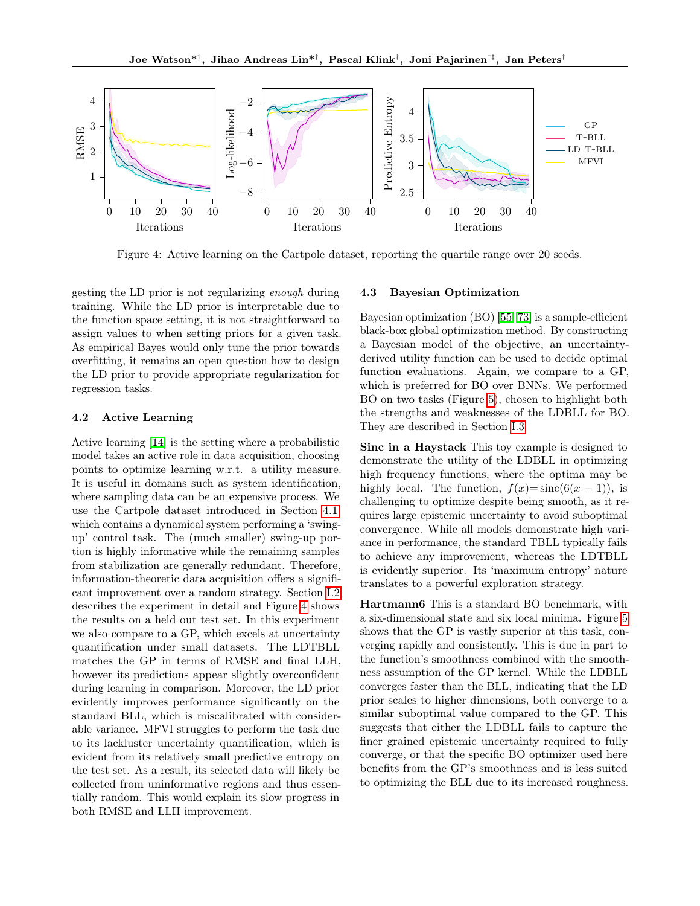Figure 4: Active learning on the Cartpole dataset, reporting the quartile range over 20 seeds.

gesting the LD prior is not regularizing *enough* during training. While the LD prior is interpretable due to the function space setting, it is not straightforward to assign values to when setting priors for a given task. As empirical Bayes would only tune the prior towards overfitting, it remains an open question how to design the LD prior to provide appropriate regularization for regression tasks.

### 4.2 Active Learning

Active learning [14] is the setting where a probabilistic model takes an active role in data acquisition, choosing points to optimize learning w.r.t. a utility measure. It is useful in domains such as system identification, where sampling data can be an expensive process. We use the Cartpole dataset introduced in Section 4.1, which contains a dynamical system performing a 'swing-up' control task. The (much smaller) swing-up portion is highly informative while the remaining samples from stabilization are generally redundant. Therefore, information-theoretic data acquisition offers a significant improvement over a random strategy. Section I.2 describes the experiment in detail and Figure 4 shows the results on a held out test set. In this experiment we also compare to a GP, which excels at uncertainty quantification under small datasets. The LDTBLL matches the GP in terms of RMSE and final LLH, however its predictions appear slightly overconfident during learning in comparison. Moreover, the LD prior evidently improves performance significantly on the standard BLL, which is miscalibrated with considerable variance. MFVI struggles to perform the task due to its lackluster uncertainty quantification, which is evident from its relatively small predictive entropy on the test set. As a result, its selected data will likely be collected from uninformative regions and thus essentially random. This would explain its slow progress in both RMSE and LLH improvement.

### 4.3 Bayesian Optimization

Bayesian optimization (BO) [55, 73] is a sample-efficient black-box global optimization method. By constructing a Bayesian model of the objective, an uncertainty-derived utility function can be used to choose optimal function evaluations. Again, we compare to a GP, which is preferred for BO over BNNs. We performed BO on two tasks (Figure 5), chosen to highlight both the strengths and weaknesses of the LDBLL for BO. They are described in Section I.3.

**Sinc in a Haystack** This toy example is designed to demonstrate the utility of the LDBLL in optimizing high frequency functions, where the optima may be highly local. The function, $f(x) = \text{sinc}(6(x-1))$, is challenging to optimize despite being smooth, as it requires large epistemic uncertainty to avoid suboptimal convergence. While all models demonstrate high variance in performance, the standard TBLL typically fails to achieve any improvement, whereas the LDTBLL is evidently superior. Its 'maximum entropy' nature translates to a powerful exploration strategy.

**Hartmann6** This is a standard BO benchmark, with a six-dimensional state and six local minima. Figure 5 shows that the GP is vastly superior at this task, converging rapidly and consistently. This is due in part to the function's smoothness combined with the smoothness assumption of the GP kernel. While the LDBLL converges faster than the BLL, indicating that the LD prior scales to higher dimensions, both converge to a similar suboptimal value compared to the GP. This suggests that either the LDBLL fails to capture the finer grained epistemic uncertainty required to fully converge, or that the specific BO optimizer used here benefits from the GP's smoothness and is less suited to optimizing the BLL due to its increased roughness.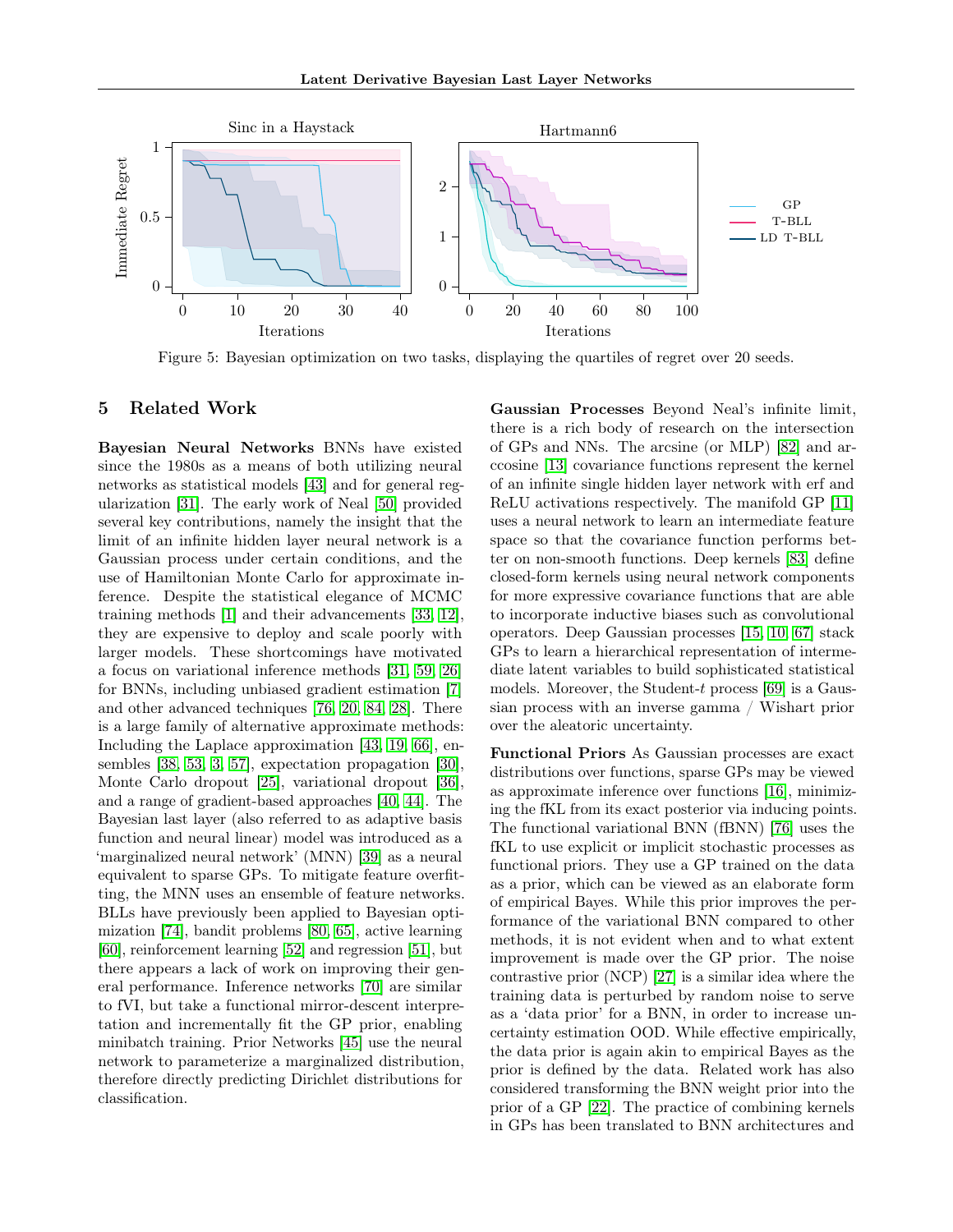Figure 5: Bayesian optimization on two tasks, displaying the quartiles of regret over 20 seeds.

## 5 Related Work

**Bayesian Neural Networks** BNNs have existed since the 1980s as a means of both utilizing neural networks as statistical models [43] and for general regularization [31]. The early work of Neal [50] provided several key contributions, namely the insight that the limit of an infinite hidden layer neural network is a Gaussian process under certain conditions, and the use of Hamiltonian Monte Carlo for approximate inference. Despite the statistical elegance of MCMC training methods [1] and their advancements [33, 12], they are expensive to deploy and scale poorly with larger models. These shortcomings have motivated a focus on variational inference methods [31, 59, 26] for BNNs, including unbiased gradient estimation [7] and other advanced techniques [76, 20, 84, 28]. There is a large family of alternative approximate methods: Including the Laplace approximation [43, 19, 66], ensembles [38, 53, 3, 57], expectation propagation [30], Monte Carlo dropout [25], variational dropout [36], and a range of gradient-based approaches [40, 44]. The Bayesian last layer (also referred to as adaptive basis function and neural linear) model was introduced as a 'marginalized neural network' (MNN) [39] as a neural equivalent to sparse GPs. To mitigate feature overfitting, the MNN uses an ensemble of feature networks. BLLs have previously been applied to Bayesian optimization [74], bandit problems [80, 65], active learning [60], reinforcement learning [52] and regression [51], but there appears a lack of work on improving their general performance. Inference networks [70] are similar to fVI, but take a functional mirror-descent interpretation and incrementally fit the GP prior, enabling minibatch training. Prior Networks [45] use the neural network to parameterize a marginalized distribution, therefore directly predicting Dirichlet distributions for classification.

**Gaussian Processes** Beyond Neal's infinite limit, there is a rich body of research on the intersection of GPs and NNs. The arcsine (or MLP) [82] and arccosine [13] covariance functions represent the kernel of an infinite single hidden layer network with erf and ReLU activations respectively. The manifold GP [11] uses a neural network to learn an intermediate feature space so that the covariance function performs better on non-smooth functions. Deep kernels [83] define closed-form kernels using neural network components for more expressive covariance functions that are able to incorporate inductive biases such as convolutional operators. Deep Gaussian processes [15, 10, 67] stack GPs to learn a hierarchical representation of intermediate latent variables to build sophisticated statistical models. Moreover, the Student-*t* process [69] is a Gaussian process with an inverse gamma / Wishart prior over the aleatoric uncertainty.

**Functional Priors** As Gaussian processes are exact distributions over functions, sparse GPs may be viewed as approximate inference over functions [16], minimizing the fKL from its exact posterior via inducing points. The functional variational BNN (fBNN) [76] uses the fKL to use explicit or implicit stochastic processes as functional priors. They use a GP trained on the data as a prior, which can be viewed as an elaborate form of empirical Bayes. While this prior improves the performance of the variational BNN compared to other methods, it is not evident when and to what extent improvement is made over the GP prior. The noise contrastive prior (NCP) [27] is a similar idea where the training data is perturbed by random noise to serve as a 'data prior' for a BNN, in order to increase uncertainty estimation OOD. While effective empirically, the data prior is again akin to empirical Bayes as the prior is defined by the data. Related work has also considered transforming the BNN weight prior into the prior of a GP [22]. The practice of combining kernels in GPs has been translated to BNN architectures and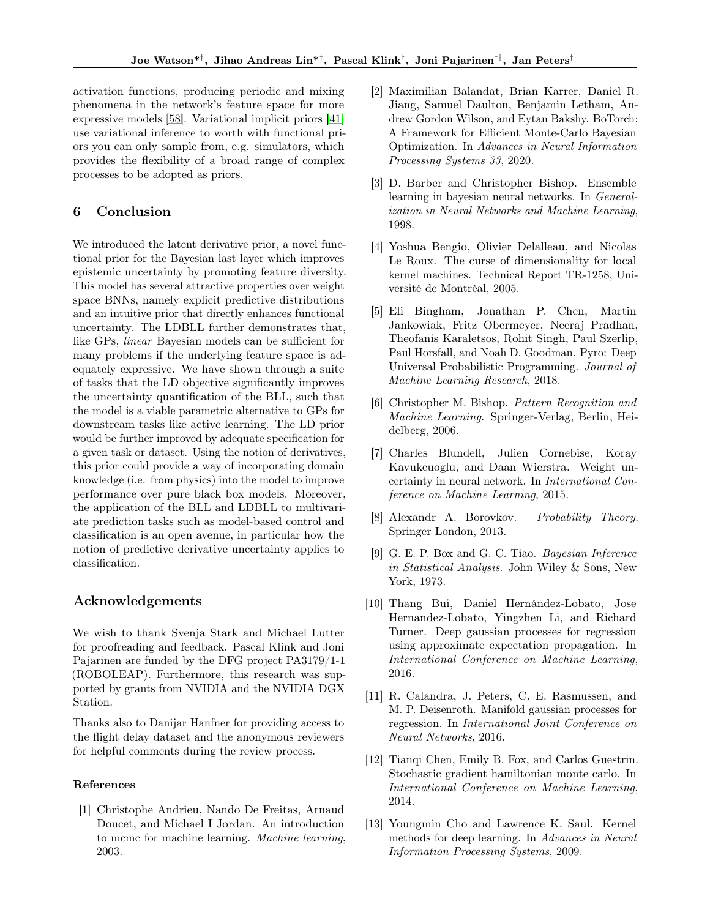activation functions, producing periodic and mixing phenomena in the network's feature space for more expressive models [58]. Variational implicit priors [41] use variational inference to worth with functional priors you can only sample from, e.g. simulators, which provides the flexibility of a broad range of complex processes to be adopted as priors.

## 6 Conclusion

We introduced the latent derivative prior, a novel functional prior for the Bayesian last layer which improves epistemic uncertainty by promoting feature diversity. This model has several attractive properties over weight space BNNs, namely explicit predictive distributions and an intuitive prior that directly enhances functional uncertainty. The LDBLL further demonstrates that, like GPs, *linear* Bayesian models can be sufficient for many problems if the underlying feature space is adequately expressive. We have shown through a suite of tasks that the LD objective significantly improves the uncertainty quantification of the BLL, such that the model is a viable parametric alternative to GPs for downstream tasks like active learning. The LD prior would be further improved by adequate specification for a given task or dataset. Using the notion of derivatives, this prior could provide a way of incorporating domain knowledge (i.e. from physics) into the model to improve performance over pure black box models. Moreover, the application of the BLL and LDBLL to multivariate prediction tasks such as model-based control and classification is an open avenue, in particular how the notion of predictive derivative uncertainty applies to classification.

## Acknowledgements

We wish to thank Svenja Stark and Michael Lutter for proofreading and feedback. Pascal Klink and Joni Pajarinen are funded by the DFG project PA3179/1-1 (ROBOLEAP). Furthermore, this research was supported by grants from NVIDIA and the NVIDIA DGX Station.

Thanks also to Danijar Hanfner for providing access to the flight delay dataset and the anonymous reviewers for helpful comments during the review process.

### References

[1] Christophe Andrieu, Nando De Freitas, Arnaud Doucet, and Michael I Jordan. An introduction to mcmc for machine learning. *Machine learning*, 2003.

[2] Maximilian Balandat, Brian Karrer, Daniel R. Jiang, Samuel Daulton, Benjamin Letham, Andrew Gordon Wilson, and Eytan Bakshy. BoTorch: A Framework for Efficient Monte-Carlo Bayesian Optimization. In *Advances in Neural Information Processing Systems 33*, 2020.

[3] D. Barber and Christopher Bishop. Ensemble learning in bayesian neural networks. In *Generalization in Neural Networks and Machine Learning*, 1998.

[4] Yoshua Bengio, Olivier Delalleau, and Nicolas Le Roux. The curse of dimensionality for local kernel machines. Technical Report TR-1258, Université de Montréal, 2005.

[5] Eli Bingham, Jonathan P. Chen, Martin Jankowiak, Fritz Obermeyer, Neeraj Pradhan, Theofanis Karaletsos, Rohit Singh, Paul Szerlip, Paul Horsfall, and Noah D. Goodman. Pyro: Deep Universal Probabilistic Programming. *Journal of Machine Learning Research*, 2018.

[6] Christopher M. Bishop. *Pattern Recognition and Machine Learning*. Springer-Verlag, Berlin, Heidelberg, 2006.

[7] Charles Blundell, Julien Cornebise, Koray Kavukcuoglu, and Daan Wierstra. Weight uncertainty in neural network. In *International Conference on Machine Learning*, 2015.

[8] Alexandr A. Borovkov. *Probability Theory*. Springer London, 2013.

[9] G. E. P. Box and G. C. Tiao. *Bayesian Inference in Statistical Analysis*. John Wiley & Sons, New York, 1973.

[10] Thang Bui, Daniel Hernández-Lobato, Jose Hernandez-Lobato, Yingzhen Li, and Richard Turner. Deep gaussian processes for regression using approximate expectation propagation. In *International Conference on Machine Learning*, 2016.

[11] R. Calandra, J. Peters, C. E. Rasmussen, and M. P. Deisenroth. Manifold gaussian processes for regression. In *International Joint Conference on Neural Networks*, 2016.

[12] Tianqi Chen, Emily B. Fox, and Carlos Guestrin. Stochastic gradient hamiltonian monte carlo. In *International Conference on Machine Learning*, 2014.

[13] Youngmin Cho and Lawrence K. Saul. Kernel methods for deep learning. In *Advances in Neural Information Processing Systems*, 2009.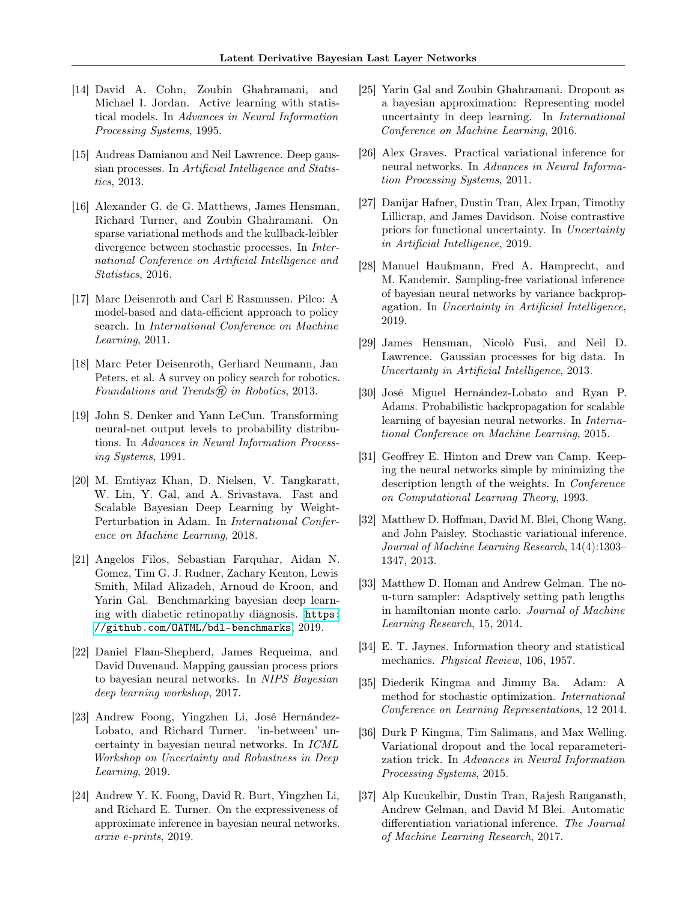[14] David A. Cohn, Zoubin Ghahramani, and Michael I. Jordan. Active learning with statistical models. In *Advances in Neural Information Processing Systems*, 1995.

[15] Andreas Damianou and Neil Lawrence. Deep gaussian processes. In *Artificial Intelligence and Statistics*, 2013.

[16] Alexander G. de G. Matthews, James Hensman, Richard Turner, and Zoubin Ghahramani. On sparse variational methods and the kullback-leibler divergence between stochastic processes. In *International Conference on Artificial Intelligence and Statistics*, 2016.

[17] Marc Deisenroth and Carl E Rasmussen. Pilco: A model-based and data-efficient approach to policy search. In *International Conference on Machine Learning*, 2011.

[18] Marc Peter Deisenroth, Gerhard Neumann, Jan Peters, et al. A survey on policy search for robotics. *Foundations and Trends® in Robotics*, 2013.

[19] John S. Denker and Yann LeCun. Transforming neural-net output levels to probability distributions. In *Advances in Neural Information Processing Systems*, 1991.

[20] M. Emtiyaz Khan, D. Nielsen, V. Tangkaratt, W. Lin, Y. Gal, and A. Srivastava. Fast and Scalable Bayesian Deep Learning by Weight-Perturbation in Adam. In *International Conference on Machine Learning*, 2018.

[21] Angelos Filos, Sebastian Farquhar, Aidan N. Gomez, Tim G. J. Rudner, Zachary Kenton, Lewis Smith, Milad Alizadeh, Arnoud de Kroon, and Yarin Gal. Benchmarking bayesian deep learning with diabetic retinopathy diagnosis. https://github.com/OATML/bdl-benchmarks, 2019.

[22] Daniel Flam-Shepherd, James Requeima, and David Duvenaud. Mapping gaussian process priors to bayesian neural networks. In *NIPS Bayesian deep learning workshop*, 2017.

[23] Andrew Foong, Yingzhen Li, José Hernández-Lobato, and Richard Turner. 'in-between' uncertainty in bayesian neural networks. In *ICML Workshop on Uncertainty and Robustness in Deep Learning*, 2019.

[24] Andrew Y. K. Foong, David R. Burt, Yingzhen Li, and Richard E. Turner. On the expressiveness of approximate inference in bayesian neural networks. *arxiv e-prints*, 2019.

[25] Yarin Gal and Zoubin Ghahramani. Dropout as a bayesian approximation: Representing model uncertainty in deep learning. In *International Conference on Machine Learning*, 2016.

[26] Alex Graves. Practical variational inference for neural networks. In *Advances in Neural Information Processing Systems*, 2011.

[27] Danijar Hafner, Dustin Tran, Alex Irpan, Timothy Lillicrap, and James Davidson. Noise contrastive priors for functional uncertainty. In *Uncertainty in Artificial Intelligence*, 2019.

[28] Manuel Haußmann, Fred A. Hamprecht, and M. Kandemir. Sampling-free variational inference of bayesian neural networks by variance backpropagation. In *Uncertainty in Artificial Intelligence*, 2019.

[29] James Hensman, Nicolò Fusi, and Neil D. Lawrence. Gaussian processes for big data. In *Uncertainty in Artificial Intelligence*, 2013.

[30] José Miguel Hernández-Lobato and Ryan P. Adams. Probabilistic backpropagation for scalable learning of bayesian neural networks. In *International Conference on Machine Learning*, 2015.

[31] Geoffrey E. Hinton and Drew van Camp. Keeping the neural networks simple by minimizing the description length of the weights. In *Conference on Computational Learning Theory*, 1993.

[32] Matthew D. Hoffman, David M. Blei, Chong Wang, and John Paisley. Stochastic variational inference. *Journal of Machine Learning Research*, 14(4):1303–1347, 2013.

[33] Matthew D. Homan and Andrew Gelman. The no-u-turn sampler: Adaptively setting path lengths in hamiltonian monte carlo. *Journal of Machine Learning Research*, 15, 2014.

[34] E. T. Jaynes. Information theory and statistical mechanics. *Physical Review*, 106, 1957.

[35] Diederik Kingma and Jimmy Ba. Adam: A method for stochastic optimization. *International Conference on Learning Representations*, 12 2014.

[36] Durk P Kingma, Tim Salimans, and Max Welling. Variational dropout and the local reparameterization trick. In *Advances in Neural Information Processing Systems*, 2015.

[37] Alp Kucukelbir, Dustin Tran, Rajesh Ranganath, Andrew Gelman, and David M Blei. Automatic differentiation variational inference. *The Journal of Machine Learning Research*, 2017.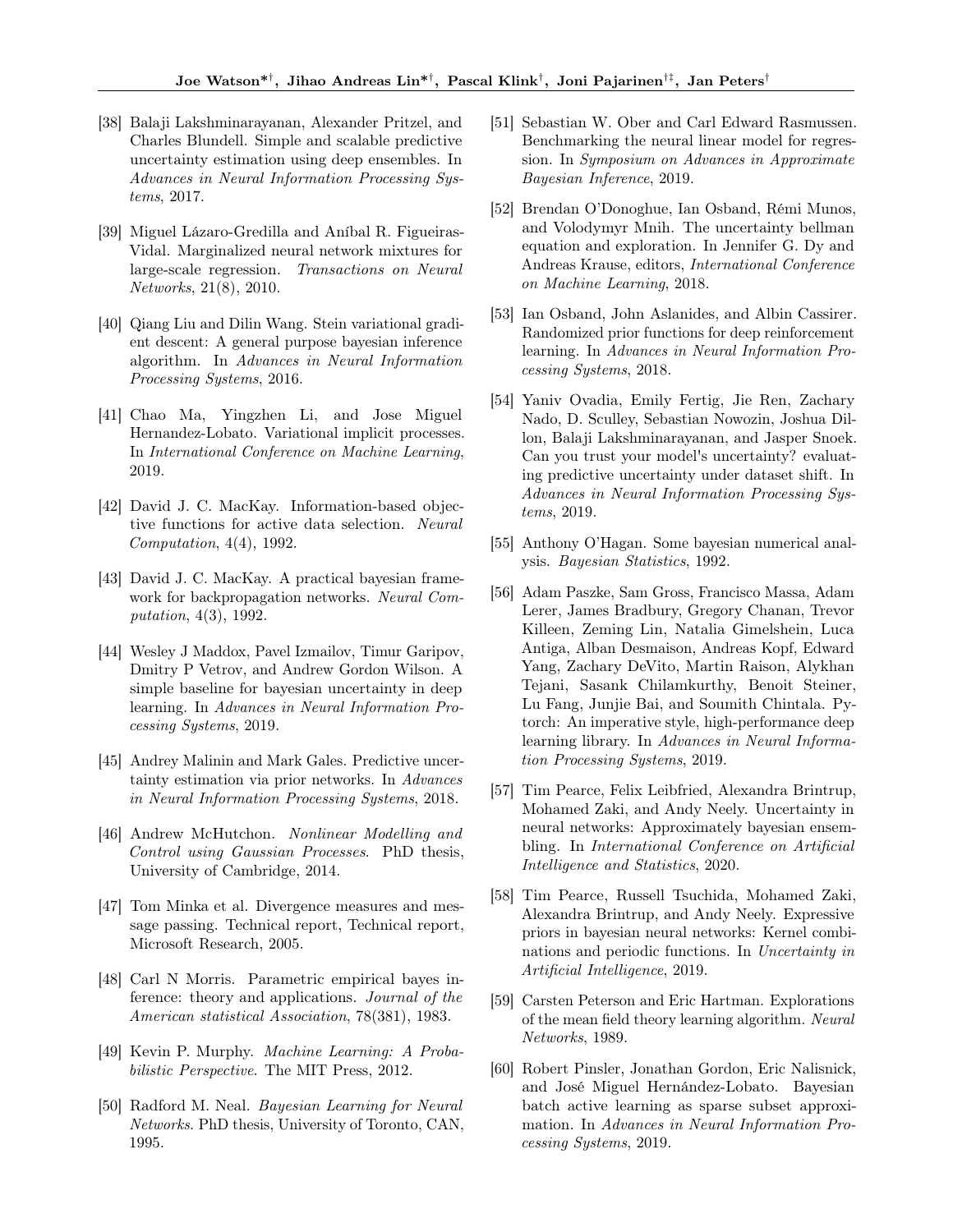[38] Balaji Lakshminarayanan, Alexander Pritzel, and Charles Blundell. Simple and scalable predictive uncertainty estimation using deep ensembles. In *Advances in Neural Information Processing Systems*, 2017.

[39] Miguel Lázaro-Gredilla and Aníbal R. Figueiras-Vidal. Marginalized neural network mixtures for large-scale regression. *Transactions on Neural Networks*, 21(8), 2010.

[40] Qiang Liu and Dilin Wang. Stein variational gradient descent: A general purpose bayesian inference algorithm. In *Advances in Neural Information Processing Systems*, 2016.

[41] Chao Ma, Yingzhen Li, and Jose Miguel Hernandez-Lobato. Variational implicit processes. In *International Conference on Machine Learning*, 2019.

[42] David J. C. MacKay. Information-based objective functions for active data selection. *Neural Computation*, 4(4), 1992.

[43] David J. C. MacKay. A practical bayesian framework for backpropagation networks. *Neural Computation*, 4(3), 1992.

[44] Wesley J Maddox, Pavel Izmailov, Timur Garipov, Dmitry P Vetrov, and Andrew Gordon Wilson. A simple baseline for bayesian uncertainty in deep learning. In *Advances in Neural Information Processing Systems*, 2019.

[45] Andrey Malinin and Mark Gales. Predictive uncertainty estimation via prior networks. In *Advances in Neural Information Processing Systems*, 2018.

[46] Andrew McHutchon. *Nonlinear Modelling and Control using Gaussian Processes*. PhD thesis, University of Cambridge, 2014.

[47] Tom Minka et al. Divergence measures and message passing. Technical report, Technical report, Microsoft Research, 2005.

[48] Carl N Morris. Parametric empirical bayes inference: theory and applications. *Journal of the American statistical Association*, 78(381), 1983.

[49] Kevin P. Murphy. *Machine Learning: A Probabilistic Perspective*. The MIT Press, 2012.

[50] Radford M. Neal. *Bayesian Learning for Neural Networks*. PhD thesis, University of Toronto, CAN, 1995.

[51] Sebastian W. Ober and Carl Edward Rasmussen. Benchmarking the neural linear model for regression. In *Symposium on Advances in Approximate Bayesian Inference*, 2019.

[52] Brendan O'Donoghue, Ian Osband, Rémi Munos, and Volodymyr Mnih. The uncertainty bellman equation and exploration. In Jennifer G. Dy and Andreas Krause, editors, *International Conference on Machine Learning*, 2018.

[53] Ian Osband, John Aslanides, and Albin Cassirer. Randomized prior functions for deep reinforcement learning. In *Advances in Neural Information Processing Systems*, 2018.

[54] Yaniv Ovadia, Emily Fertig, Jie Ren, Zachary Nado, D. Sculley, Sebastian Nowozin, Joshua Dillon, Balaji Lakshminarayanan, and Jasper Snoek. Can you trust your model's uncertainty? evaluating predictive uncertainty under dataset shift. In *Advances in Neural Information Processing Systems*, 2019.

[55] Anthony O'Hagan. Some bayesian numerical analysis. *Bayesian Statistics*, 1992.

[56] Adam Paszke, Sam Gross, Francisco Massa, Adam Lerer, James Bradbury, Gregory Chanan, Trevor Killeen, Zeming Lin, Natalia Gimelshein, Luca Antiga, Alban Desmaison, Andreas Kopf, Edward Yang, Zachary DeVito, Martin Raison, Alykhan Tejani, Sasank Chilamkurthy, Benoit Steiner, Lu Fang, Junjie Bai, and Soumith Chintala. Pytorch: An imperative style, high-performance deep learning library. In *Advances in Neural Information Processing Systems*, 2019.

[57] Tim Pearce, Felix Leibfried, Alexandra Brintrup, Mohamed Zaki, and Andy Neely. Uncertainty in neural networks: Approximately bayesian ensembling. In *International Conference on Artificial Intelligence and Statistics*, 2020.

[58] Tim Pearce, Russell Tsuchida, Mohamed Zaki, Alexandra Brintrup, and Andy Neely. Expressive priors in bayesian neural networks: Kernel combinations and periodic functions. In *Uncertainty in Artificial Intelligence*, 2019.

[59] Carsten Peterson and Eric Hartman. Explorations of the mean field theory learning algorithm. *Neural Networks*, 1989.

[60] Robert Pinsler, Jonathan Gordon, Eric Nalisnick, and José Miguel Hernández-Lobato. Bayesian batch active learning as sparse subset approximation. In *Advances in Neural Information Processing Systems*, 2019.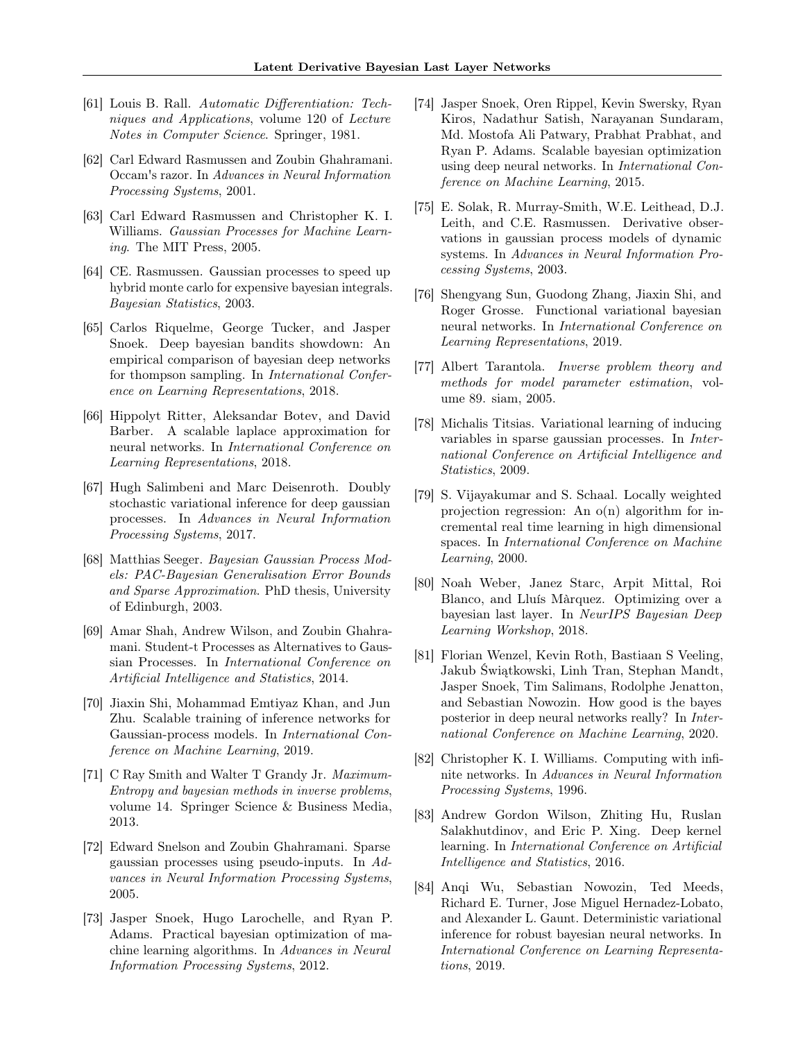[61] Louis B. Rall. *Automatic Differentiation: Techniques and Applications*, volume 120 of *Lecture Notes in Computer Science*. Springer, 1981.

[62] Carl Edward Rasmussen and Zoubin Ghahramani. Occam's razor. In *Advances in Neural Information Processing Systems*, 2001.

[63] Carl Edward Rasmussen and Christopher K. I. Williams. *Gaussian Processes for Machine Learning*. The MIT Press, 2005.

[64] CE. Rasmussen. Gaussian processes to speed up hybrid monte carlo for expensive bayesian integrals. *Bayesian Statistics*, 2003.

[65] Carlos Riquelme, George Tucker, and Jasper Snoek. Deep bayesian bandits showdown: An empirical comparison of bayesian deep networks for thompson sampling. In *International Conference on Learning Representations*, 2018.

[66] Hippolyt Ritter, Aleksandar Botev, and David Barber. A scalable laplace approximation for neural networks. In *International Conference on Learning Representations*, 2018.

[67] Hugh Salimbeni and Marc Deisenroth. Doubly stochastic variational inference for deep gaussian processes. In *Advances in Neural Information Processing Systems*, 2017.

[68] Matthias Seeger. *Bayesian Gaussian Process Models: PAC-Bayesian Generalisation Error Bounds and Sparse Approximation*. PhD thesis, University of Edinburgh, 2003.

[69] Amar Shah, Andrew Wilson, and Zoubin Ghahramani. Student-t Processes as Alternatives to Gaussian Processes. In *International Conference on Artificial Intelligence and Statistics*, 2014.

[70] Jiaxin Shi, Mohammad Emtiyaz Khan, and Jun Zhu. Scalable training of inference networks for Gaussian-process models. In *International Conference on Machine Learning*, 2019.

[71] C Ray Smith and Walter T Grandy Jr. *Maximum-Entropy and bayesian methods in inverse problems*, volume 14. Springer Science & Business Media, 2013.

[72] Edward Snelson and Zoubin Ghahramani. Sparse gaussian processes using pseudo-inputs. In *Advances in Neural Information Processing Systems*, 2005.

[73] Jasper Snoek, Hugo Larochelle, and Ryan P. Adams. Practical bayesian optimization of machine learning algorithms. In *Advances in Neural Information Processing Systems*, 2012.

[74] Jasper Snoek, Oren Rippel, Kevin Swersky, Ryan Kiros, Nadathur Satish, Narayanan Sundaram, Md. Mostofa Ali Patwary, Prabhat Prabhat, and Ryan P. Adams. Scalable bayesian optimization using deep neural networks. In *International Conference on Machine Learning*, 2015.

[75] E. Solak, R. Murray-Smith, W.E. Leithead, D.J. Leith, and C.E. Rasmussen. Derivative observations in gaussian process models of dynamic systems. In *Advances in Neural Information Processing Systems*, 2003.

[76] Shengyang Sun, Guodong Zhang, Jiaxin Shi, and Roger Grosse. Functional variational bayesian neural networks. In *International Conference on Learning Representations*, 2019.

[77] Albert Tarantola. *Inverse problem theory and methods for model parameter estimation*, volume 89. siam, 2005.

[78] Michalis Titsias. Variational learning of inducing variables in sparse gaussian processes. In *International Conference on Artificial Intelligence and Statistics*, 2009.

[79] S. Vijayakumar and S. Schaal. Locally weighted projection regression: An o(n) algorithm for incremental real time learning in high dimensional spaces. In *International Conference on Machine Learning*, 2000.

[80] Noah Weber, Janez Starc, Arpit Mittal, Roi Blanco, and Lluís Màrquez. Optimizing over a bayesian last layer. In *NeurIPS Bayesian Deep Learning Workshop*, 2018.

[81] Florian Wenzel, Kevin Roth, Bastiaan S Veeling, Jakub Świątkowski, Linh Tran, Stephan Mandt, Jasper Snoek, Tim Salimans, Rodolphe Jenatton, and Sebastian Nowozin. How good is the bayes posterior in deep neural networks really? In *International Conference on Machine Learning*, 2020.

[82] Christopher K. I. Williams. Computing with infinite networks. In *Advances in Neural Information Processing Systems*, 1996.

[83] Andrew Gordon Wilson, Zhiting Hu, Ruslan Salakhutdinov, and Eric P. Xing. Deep kernel learning. In *International Conference on Artificial Intelligence and Statistics*, 2016.

[84] Anqi Wu, Sebastian Nowozin, Ted Meeds, Richard E. Turner, Jose Miguel Hernadez-Lobato, and Alexander L. Gaunt. Deterministic variational inference for robust bayesian neural networks. In *International Conference on Learning Representations*, 2019.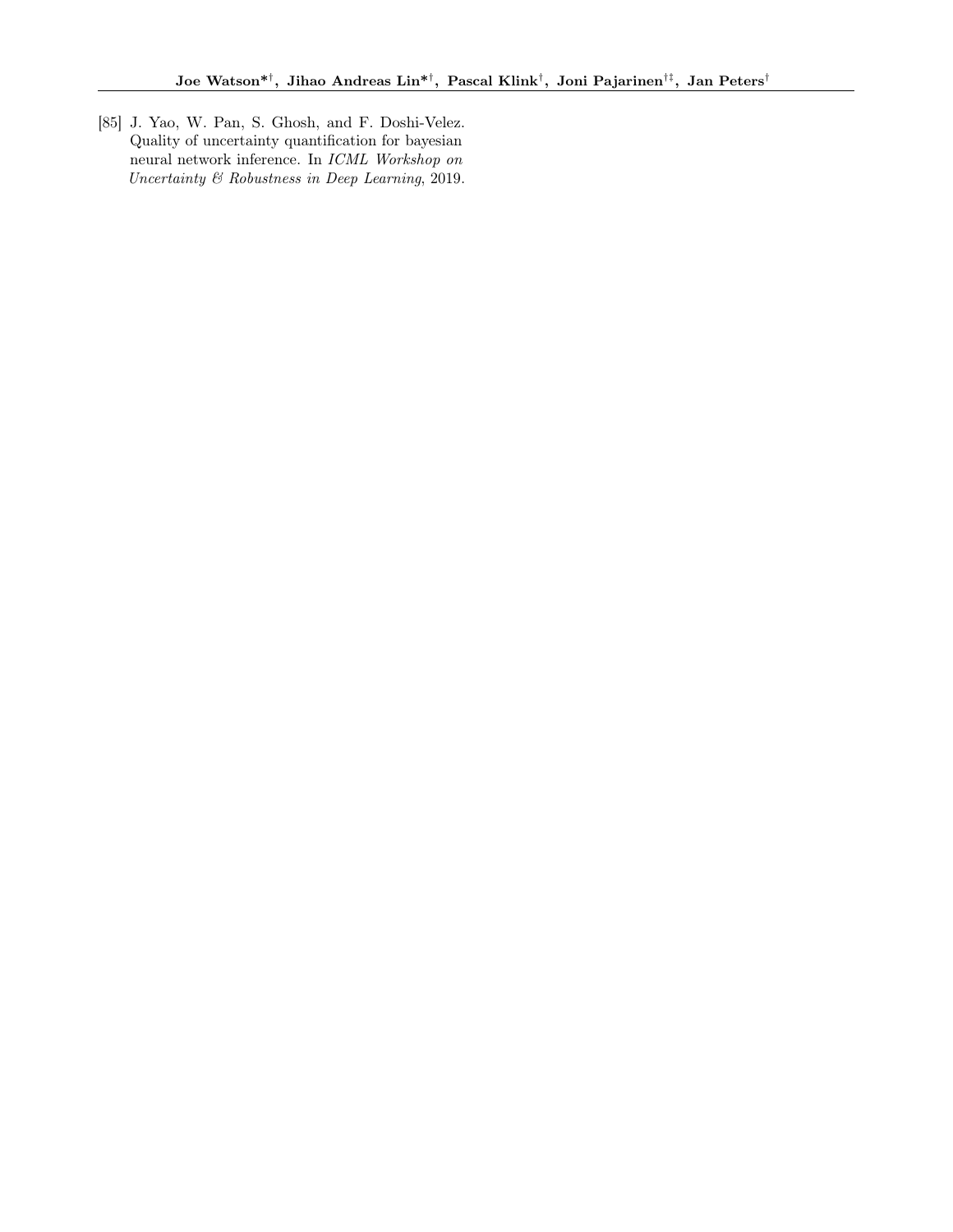[85] J. Yao, W. Pan, S. Ghosh, and F. Doshi-Velez. Quality of uncertainty quantification for bayesian neural network inference. In *ICML Workshop on Uncertainty & Robustness in Deep Learning*, 2019.